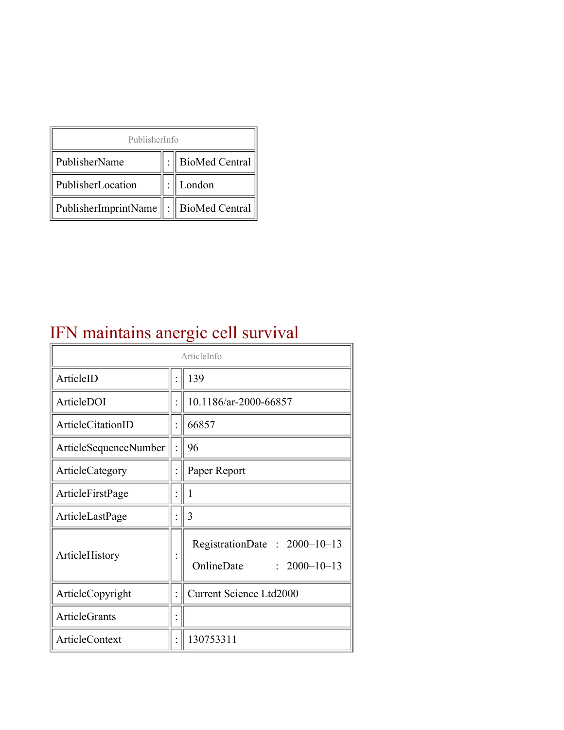| PublisherInfo | | |
|---|---|---|
| PublisherName | : | BioMed Central |
| PublisherLocation | : | London |
| PublisherImprintName | : | BioMed Central |

# IFN maintains anergic cell survival

| ArticleInfo | | |
|---|---|---|
| ArticleID | : | 139 |
| ArticleDOI | : | 10.1186/ar-2000-66857 |
| ArticleCitationID | : | 66857 |
| ArticleSequenceNumber | : | 96 |
| ArticleCategory | : | Paper Report |
| ArticleFirstPage | : | 1 |
| ArticleLastPage | : | 3 |
| ArticleHistory | : | RegistrationDate : 2000–10–13<br>OnlineDate : 2000–10–13 |
| ArticleCopyright | : | Current Science Ltd2000 |
| ArticleGrants | : | |
| ArticleContext | : | 130753311 |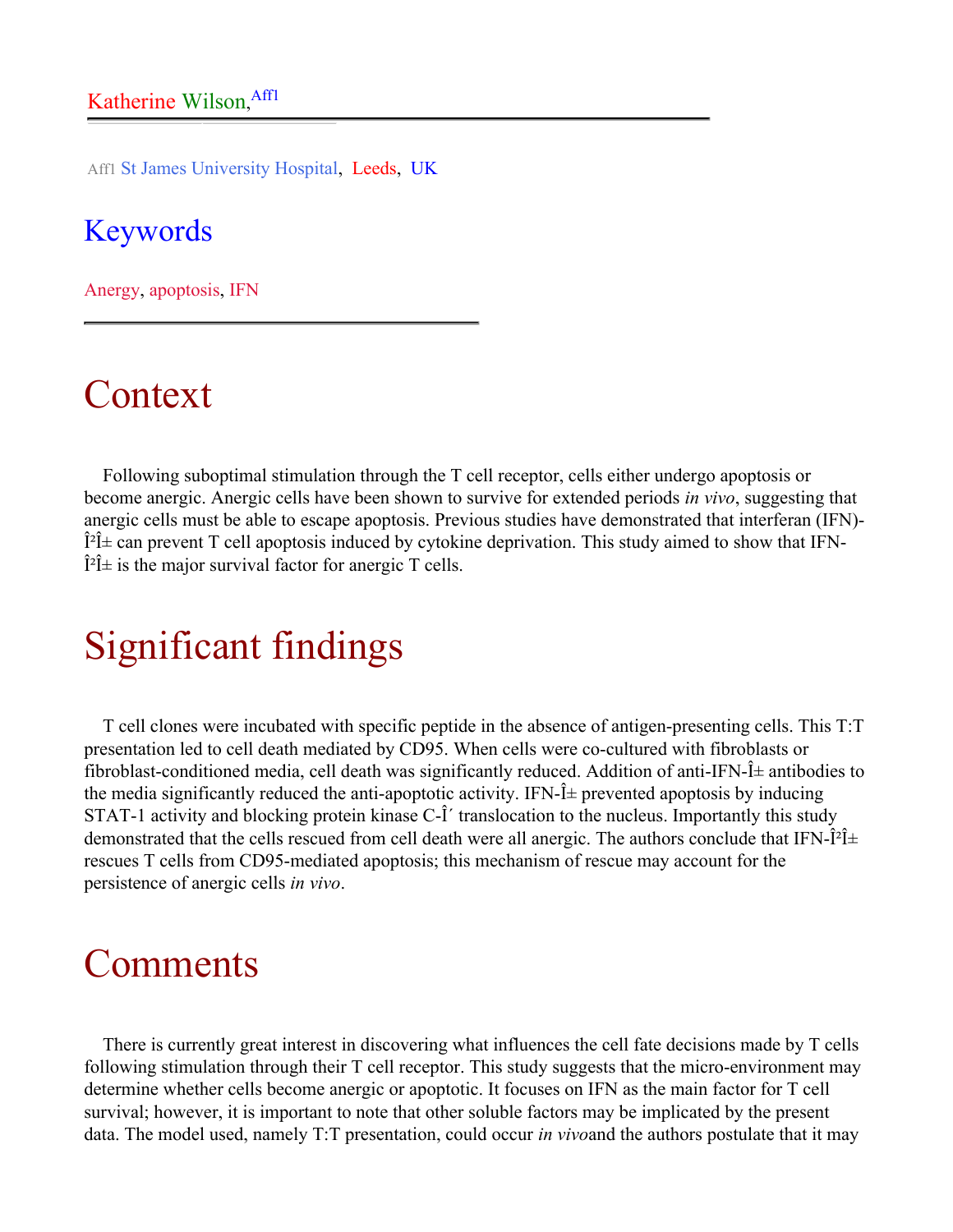Katherine Wilson,[Aff1]

Aff1 St James University Hospital, Leeds, UK

## Keywords

Anergy, apoptosis, IFN

# Context

Following suboptimal stimulation through the T cell receptor, cells either undergo apoptosis or become anergic. Anergic cells have been shown to survive for extended periods *in vivo*, suggesting that anergic cells must be able to escape apoptosis. Previous studies have demonstrated that interferan (IFN)-Î²Î± can prevent T cell apoptosis induced by cytokine deprivation. This study aimed to show that IFN-Î²Î± is the major survival factor for anergic T cells.

# Significant findings

T cell clones were incubated with specific peptide in the absence of antigen-presenting cells. This T:T presentation led to cell death mediated by CD95. When cells were co-cultured with fibroblasts or fibroblast-conditioned media, cell death was significantly reduced. Addition of anti-IFN-Î± antibodies to the media significantly reduced the anti-apoptotic activity. IFN-Î± prevented apoptosis by inducing STAT-1 activity and blocking protein kinase C-Î´ translocation to the nucleus. Importantly this study demonstrated that the cells rescued from cell death were all anergic. The authors conclude that IFN-Î²Î± rescues T cells from CD95-mediated apoptosis; this mechanism of rescue may account for the persistence of anergic cells *in vivo*.

# Comments

There is currently great interest in discovering what influences the cell fate decisions made by T cells following stimulation through their T cell receptor. This study suggests that the micro-environment may determine whether cells become anergic or apoptotic. It focuses on IFN as the main factor for T cell survival; however, it is important to note that other soluble factors may be implicated by the present data. The model used, namely T:T presentation, could occur *in vivo*and the authors postulate that it may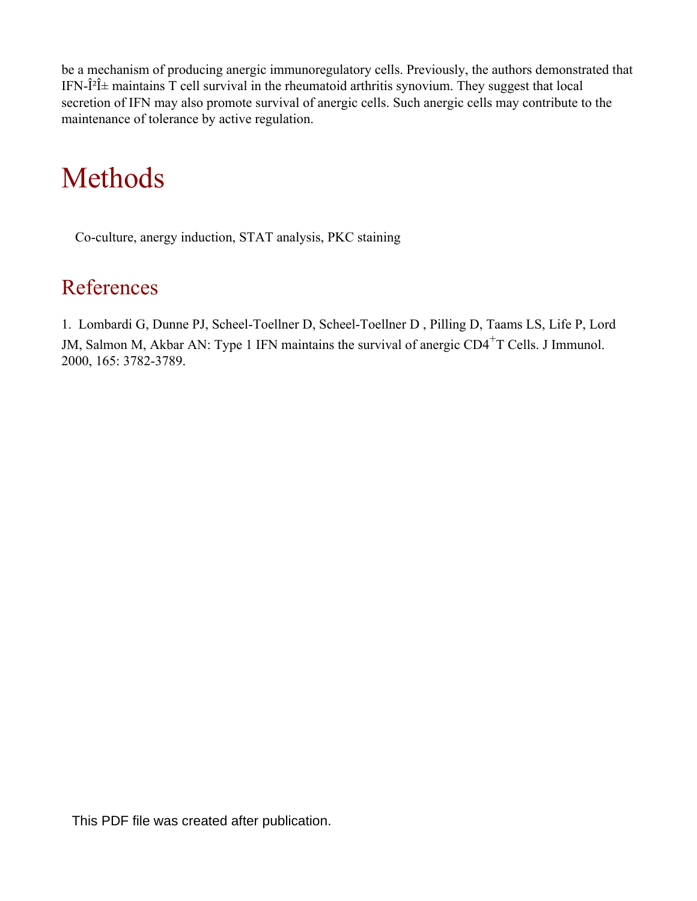be a mechanism of producing anergic immunoregulatory cells. Previously, the authors demonstrated that IFN-Î²Î± maintains T cell survival in the rheumatoid arthritis synovium. They suggest that local secretion of IFN may also promote survival of anergic cells. Such anergic cells may contribute to the maintenance of tolerance by active regulation.

# Methods

Co-culture, anergy induction, STAT analysis, PKC staining

## References

1. Lombardi G, Dunne PJ, Scheel-Toellner D, Scheel-Toellner D , Pilling D, Taams LS, Life P, Lord JM, Salmon M, Akbar AN: Type 1 IFN maintains the survival of anergic $CD4^{+}$T Cells. J Immunol. 2000, 165: 3782-3789.

This PDF file was created after publication.